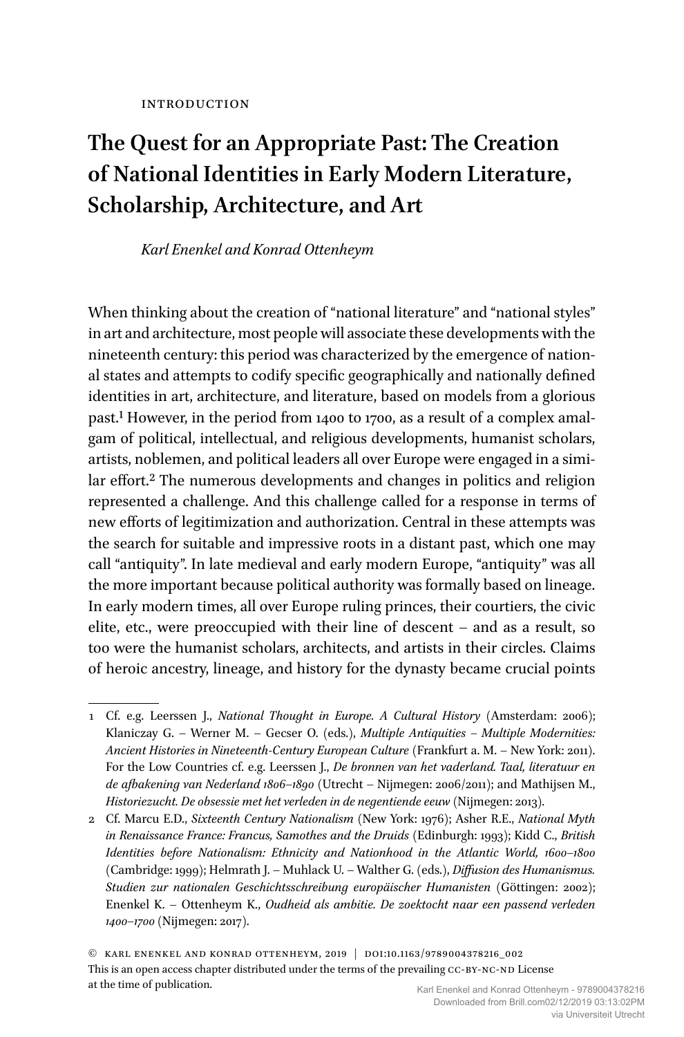INTRODUCTION

# The Quest for an Appropriate Past: The Creation of National Identities in Early Modern Literature, Scholarship, Architecture, and Art

*Karl Enenkel and Konrad Ottenheym*

When thinking about the creation of "national literature" and "national styles" in art and architecture, most people will associate these developments with the nineteenth century: this period was characterized by the emergence of national states and attempts to codify specific geographically and nationally defined identities in art, architecture, and literature, based on models from a glorious past.[1] However, in the period from 1400 to 1700, as a result of a complex amalgam of political, intellectual, and religious developments, humanist scholars, artists, noblemen, and political leaders all over Europe were engaged in a similar effort.[2] The numerous developments and changes in politics and religion represented a challenge. And this challenge called for a response in terms of new efforts of legitimization and authorization. Central in these attempts was the search for suitable and impressive roots in a distant past, which one may call "antiquity". In late medieval and early modern Europe, "antiquity" was all the more important because political authority was formally based on lineage. In early modern times, all over Europe ruling princes, their courtiers, the civic elite, etc., were preoccupied with their line of descent – and as a result, so too were the humanist scholars, architects, and artists in their circles. Claims of heroic ancestry, lineage, and history for the dynasty became crucial points

---

1 Cf. e.g. Leerssen J., *National Thought in Europe. A Cultural History* (Amsterdam: 2006); Klaniczay G. – Werner M. – Gecser O. (eds.), *Multiple Antiquities – Multiple Modernities: Ancient Histories in Nineteenth-Century European Culture* (Frankfurt a. M. – New York: 2011). For the Low Countries cf. e.g. Leerssen J., *De bronnen van het vaderland. Taal, literatuur en de afbakening van Nederland 1806–1890* (Utrecht – Nijmegen: 2006/2011); and Mathijsen M., *Historiezucht. De obsessie met het verleden in de negentiende eeuw* (Nijmegen: 2013).

2 Cf. Marcu E.D., *Sixteenth Century Nationalism* (New York: 1976); Asher R.E., *National Myth in Renaissance France: Francus, Samothes and the Druids* (Edinburgh: 1993); Kidd C., *British Identities before Nationalism: Ethnicity and Nationhood in the Atlantic World, 1600–1800* (Cambridge: 1999); Helmrath J. – Muhlack U. – Walther G. (eds.), *Diffusion des Humanismus. Studien zur nationalen Geschichtsschreibung europäischer Humanisten* (Göttingen: 2002); Enenkel K. – Ottenheym K., *Oudheid als ambitie. De zoektocht naar een passend verleden 1400–1700* (Nijmegen: 2017).

© KARL ENENKEL AND KONRAD OTTENHEYM, 2019 | DOI:10.1163/9789004378216_002
This is an open access chapter distributed under the terms of the prevailing CC-BY-NC-ND License at the time of publication.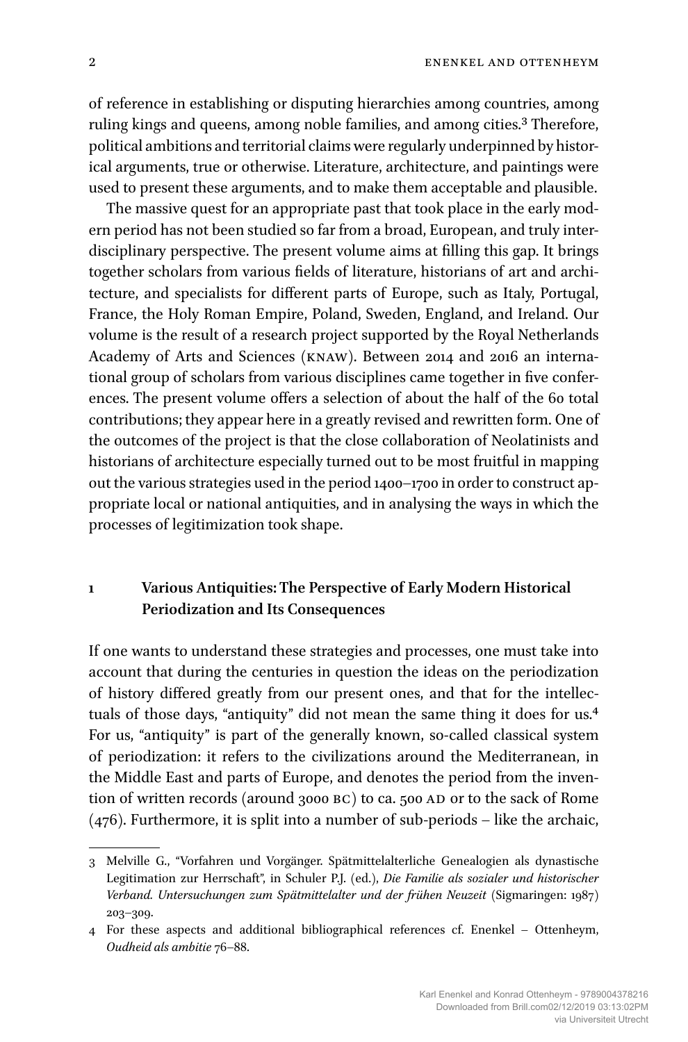of reference in establishing or disputing hierarchies among countries, among ruling kings and queens, among noble families, and among cities.[3] Therefore, political ambitions and territorial claims were regularly underpinned by historical arguments, true or otherwise. Literature, architecture, and paintings were used to present these arguments, and to make them acceptable and plausible.

The massive quest for an appropriate past that took place in the early modern period has not been studied so far from a broad, European, and truly interdisciplinary perspective. The present volume aims at filling this gap. It brings together scholars from various fields of literature, historians of art and architecture, and specialists for different parts of Europe, such as Italy, Portugal, France, the Holy Roman Empire, Poland, Sweden, England, and Ireland. Our volume is the result of a research project supported by the Royal Netherlands Academy of Arts and Sciences (KNAW). Between 2014 and 2016 an international group of scholars from various disciplines came together in five conferences. The present volume offers a selection of about the half of the 60 total contributions; they appear here in a greatly revised and rewritten form. One of the outcomes of the project is that the close collaboration of Neolatinists and historians of architecture especially turned out to be most fruitful in mapping out the various strategies used in the period 1400–1700 in order to construct appropriate local or national antiquities, and in analysing the ways in which the processes of legitimization took shape.

## 1 Various Antiquities: The Perspective of Early Modern Historical Periodization and Its Consequences

If one wants to understand these strategies and processes, one must take into account that during the centuries in question the ideas on the periodization of history differed greatly from our present ones, and that for the intellectuals of those days, "antiquity" did not mean the same thing it does for us.[4] For us, "antiquity" is part of the generally known, so-called classical system of periodization: it refers to the civilizations around the Mediterranean, in the Middle East and parts of Europe, and denotes the period from the invention of written records (around 3000 BC) to ca. 500 AD or to the sack of Rome (476). Furthermore, it is split into a number of sub-periods – like the archaic,

---

3 Melville G., "Vorfahren und Vorgänger. Spätmittelalterliche Genealogien als dynastische Legitimation zur Herrschaft", in Schuler P.J. (ed.), *Die Familie als sozialer und historischer Verband. Untersuchungen zum Spätmittelalter und der frühen Neuzeit* (Sigmaringen: 1987) 203–309.

4 For these aspects and additional bibliographical references cf. Enenkel – Ottenheym, *Oudheid als ambitie* 76–88.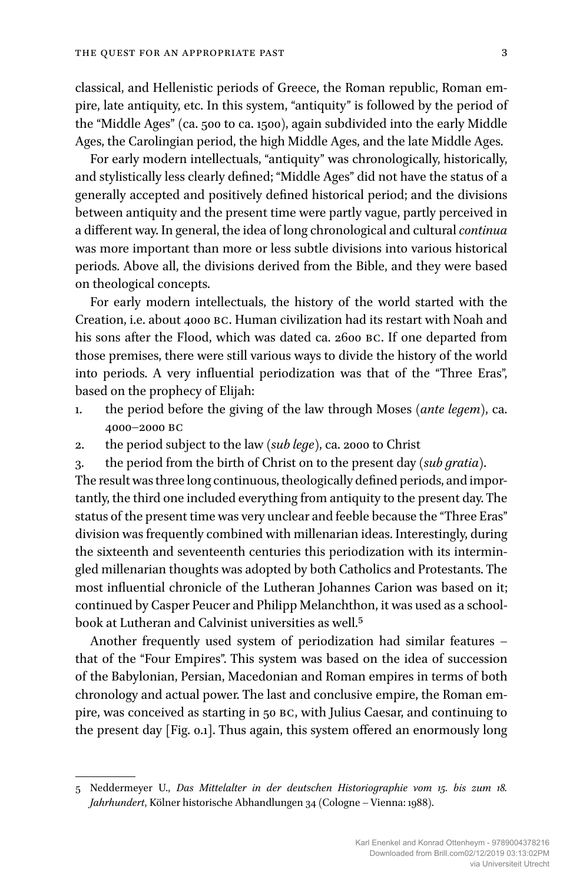classical, and Hellenistic periods of Greece, the Roman republic, Roman empire, late antiquity, etc. In this system, "antiquity" is followed by the period of the "Middle Ages" (ca. 500 to ca. 1500), again subdivided into the early Middle Ages, the Carolingian period, the high Middle Ages, and the late Middle Ages.

For early modern intellectuals, "antiquity" was chronologically, historically, and stylistically less clearly defined; "Middle Ages" did not have the status of a generally accepted and positively defined historical period; and the divisions between antiquity and the present time were partly vague, partly perceived in a different way. In general, the idea of long chronological and cultural *continua* was more important than more or less subtle divisions into various historical periods. Above all, the divisions derived from the Bible, and they were based on theological concepts.

For early modern intellectuals, the history of the world started with the Creation, i.e. about 4000 BC. Human civilization had its restart with Noah and his sons after the Flood, which was dated ca. 2600 BC. If one departed from those premises, there were still various ways to divide the history of the world into periods. A very influential periodization was that of the "Three Eras", based on the prophecy of Elijah:

1. the period before the giving of the law through Moses (*ante legem*), ca. 4000–2000 BC
2. the period subject to the law (*sub lege*), ca. 2000 to Christ
3. the period from the birth of Christ on to the present day (*sub gratia*).

The result was three long continuous, theologically defined periods, and importantly, the third one included everything from antiquity to the present day. The status of the present time was very unclear and feeble because the "Three Eras" division was frequently combined with millenarian ideas. Interestingly, during the sixteenth and seventeenth centuries this periodization with its intermingled millenarian thoughts was adopted by both Catholics and Protestants. The most influential chronicle of the Lutheran Johannes Carion was based on it; continued by Casper Peucer and Philipp Melanchthon, it was used as a schoolbook at Lutheran and Calvinist universities as well.[5]

Another frequently used system of periodization had similar features – that of the "Four Empires". This system was based on the idea of succession of the Babylonian, Persian, Macedonian and Roman empires in terms of both chronology and actual power. The last and conclusive empire, the Roman empire, was conceived as starting in 50 BC, with Julius Caesar, and continuing to the present day [Fig. 0.1]. Thus again, this system offered an enormously long

---

5 Neddermeyer U., *Das Mittelalter in der deutschen Historiographie vom 15. bis zum 18. Jahrhundert*, Kölner historische Abhandlungen 34 (Cologne – Vienna: 1988).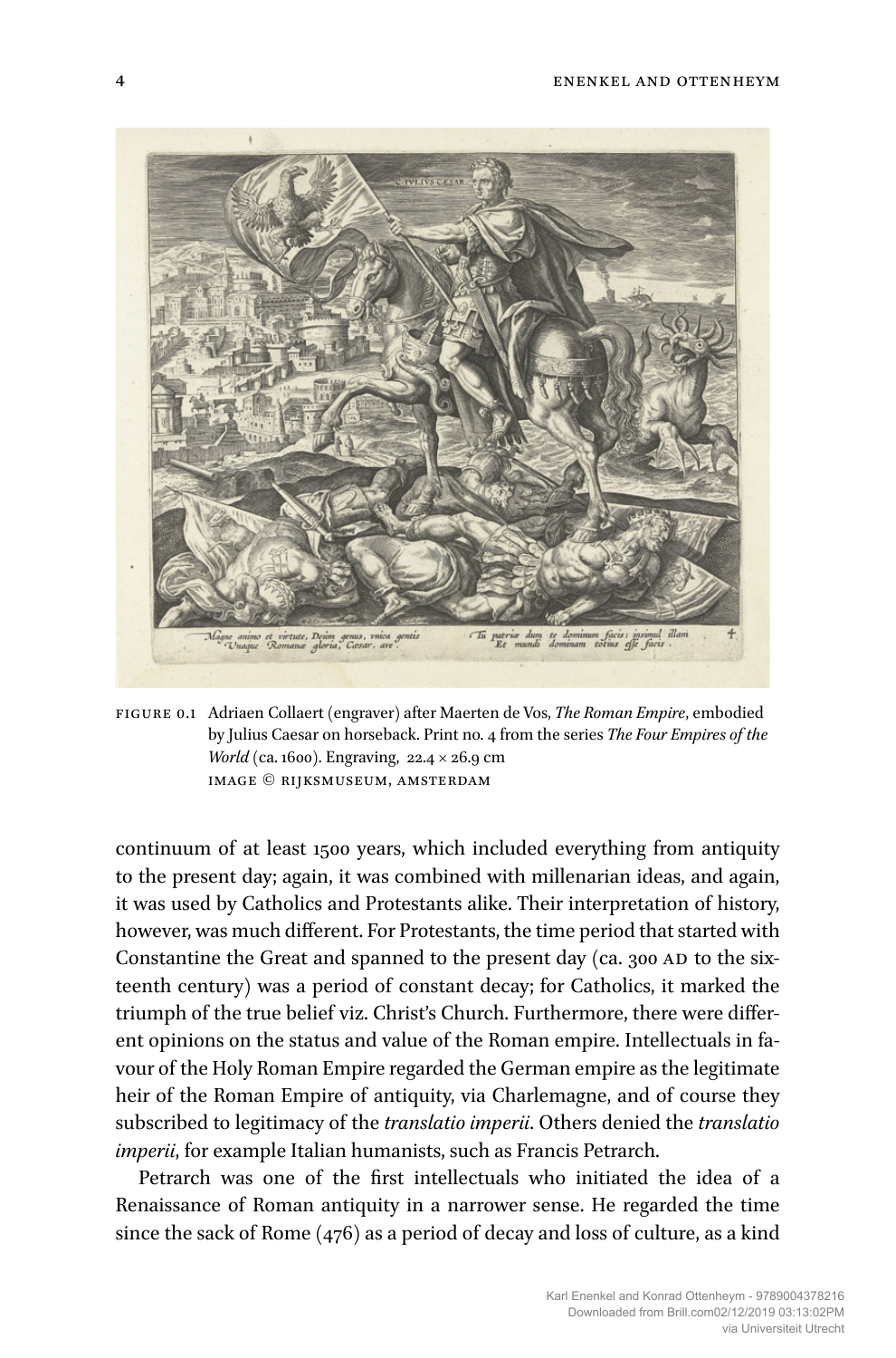FIGURE 0.1 Adriaen Collaert (engraver) after Maerten de Vos, *The Roman Empire*, embodied by Julius Caesar on horseback. Print no. 4 from the series *The Four Empires of the World* (ca. 1600). Engraving, 22.4 × 26.9 cm
IMAGE © RIJKSMUSEUM, AMSTERDAM

continuum of at least 1500 years, which included everything from antiquity to the present day; again, it was combined with millenarian ideas, and again, it was used by Catholics and Protestants alike. Their interpretation of history, however, was much different. For Protestants, the time period that started with Constantine the Great and spanned to the present day (ca. 300 AD to the sixteenth century) was a period of constant decay; for Catholics, it marked the triumph of the true belief viz. Christ's Church. Furthermore, there were different opinions on the status and value of the Roman empire. Intellectuals in favour of the Holy Roman Empire regarded the German empire as the legitimate heir of the Roman Empire of antiquity, via Charlemagne, and of course they subscribed to legitimacy of the *translatio imperii*. Others denied the *translatio imperii*, for example Italian humanists, such as Francis Petrarch.

Petrarch was one of the first intellectuals who initiated the idea of a Renaissance of Roman antiquity in a narrower sense. He regarded the time since the sack of Rome (476) as a period of decay and loss of culture, as a kind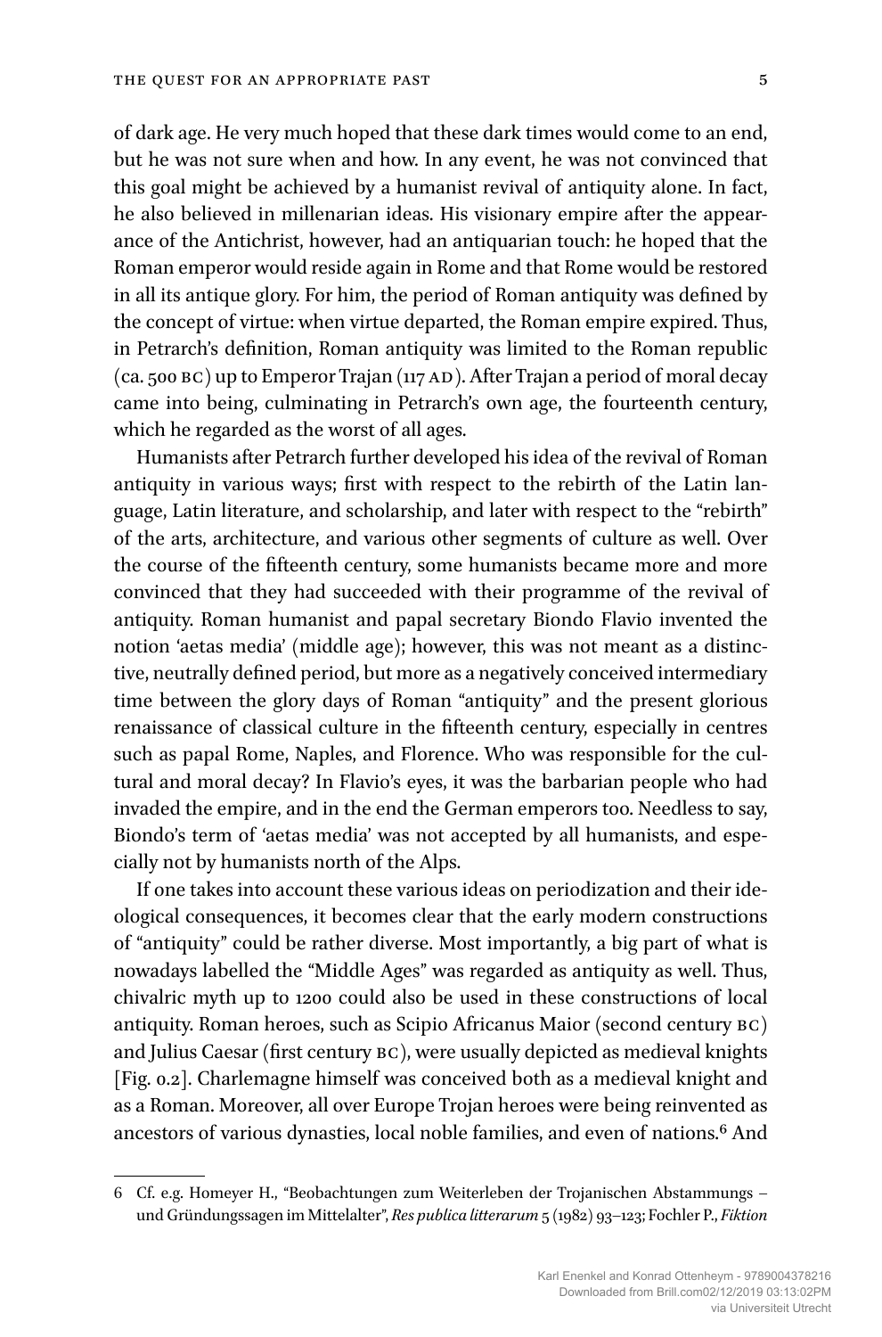of dark age. He very much hoped that these dark times would come to an end, but he was not sure when and how. In any event, he was not convinced that this goal might be achieved by a humanist revival of antiquity alone. In fact, he also believed in millenarian ideas. His visionary empire after the appearance of the Antichrist, however, had an antiquarian touch: he hoped that the Roman emperor would reside again in Rome and that Rome would be restored in all its antique glory. For him, the period of Roman antiquity was defined by the concept of virtue: when virtue departed, the Roman empire expired. Thus, in Petrarch's definition, Roman antiquity was limited to the Roman republic (ca. 500 BC) up to Emperor Trajan (117 AD). After Trajan a period of moral decay came into being, culminating in Petrarch's own age, the fourteenth century, which he regarded as the worst of all ages.

Humanists after Petrarch further developed his idea of the revival of Roman antiquity in various ways; first with respect to the rebirth of the Latin language, Latin literature, and scholarship, and later with respect to the "rebirth" of the arts, architecture, and various other segments of culture as well. Over the course of the fifteenth century, some humanists became more and more convinced that they had succeeded with their programme of the revival of antiquity. Roman humanist and papal secretary Biondo Flavio invented the notion 'aetas media' (middle age); however, this was not meant as a distinctive, neutrally defined period, but more as a negatively conceived intermediary time between the glory days of Roman "antiquity" and the present glorious renaissance of classical culture in the fifteenth century, especially in centres such as papal Rome, Naples, and Florence. Who was responsible for the cultural and moral decay? In Flavio's eyes, it was the barbarian people who had invaded the empire, and in the end the German emperors too. Needless to say, Biondo's term of 'aetas media' was not accepted by all humanists, and especially not by humanists north of the Alps.

If one takes into account these various ideas on periodization and their ideological consequences, it becomes clear that the early modern constructions of "antiquity" could be rather diverse. Most importantly, a big part of what is nowadays labelled the "Middle Ages" was regarded as antiquity as well. Thus, chivalric myth up to 1200 could also be used in these constructions of local antiquity. Roman heroes, such as Scipio Africanus Maior (second century BC) and Julius Caesar (first century BC), were usually depicted as medieval knights [Fig. 0.2]. Charlemagne himself was conceived both as a medieval knight and as a Roman. Moreover, all over Europe Trojan heroes were being reinvented as ancestors of various dynasties, local noble families, and even of nations.[6] And

---

6 Cf. e.g. Homeyer H., "Beobachtungen zum Weiterleben der Trojanischen Abstammungs – und Gründungssagen im Mittelalter", *Res publica litterarum* 5 (1982) 93–123; Fochler P., *Fiktion*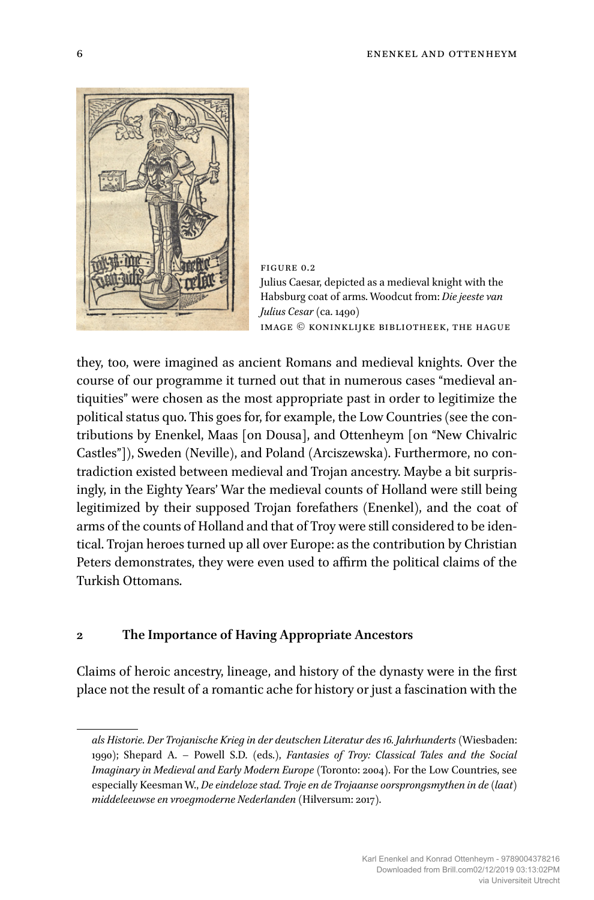FIGURE 0.2
Julius Caesar, depicted as a medieval knight with the Habsburg coat of arms. Woodcut from: *Die jeeste van Julius Cesar* (ca. 1490)
IMAGE © KONINKLIJKE BIBLIOTHEEK, THE HAGUE

they, too, were imagined as ancient Romans and medieval knights. Over the course of our programme it turned out that in numerous cases "medieval antiquities" were chosen as the most appropriate past in order to legitimize the political status quo. This goes for, for example, the Low Countries (see the contributions by Enenkel, Maas [on Dousa], and Ottenheym [on "New Chivalric Castles"]), Sweden (Neville), and Poland (Arciszewska). Furthermore, no contradiction existed between medieval and Trojan ancestry. Maybe a bit surprisingly, in the Eighty Years' War the medieval counts of Holland were still being legitimized by their supposed Trojan forefathers (Enenkel), and the coat of arms of the counts of Holland and that of Troy were still considered to be identical. Trojan heroes turned up all over Europe: as the contribution by Christian Peters demonstrates, they were even used to affirm the political claims of the Turkish Ottomans.

## 2 The Importance of Having Appropriate Ancestors

Claims of heroic ancestry, lineage, and history of the dynasty were in the first place not the result of a romantic ache for history or just a fascination with the

---

*als Historie. Der Trojanische Krieg in der deutschen Literatur des 16. Jahrhunderts* (Wiesbaden: 1990); Shepard A. – Powell S.D. (eds.), *Fantasies of Troy: Classical Tales and the Social Imaginary in Medieval and Early Modern Europe* (Toronto: 2004). For the Low Countries, see especially Keesman W., *De eindeloze stad. Troje en de Trojaanse oorsprongsmythen in de (laat) middeleeuwse en vroegmoderne Nederlanden* (Hilversum: 2017).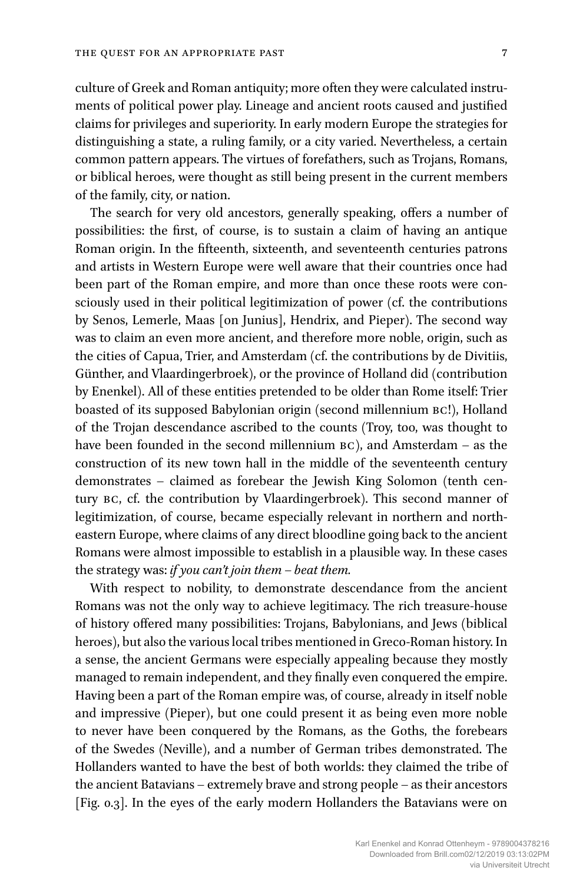culture of Greek and Roman antiquity; more often they were calculated instruments of political power play. Lineage and ancient roots caused and justified claims for privileges and superiority. In early modern Europe the strategies for distinguishing a state, a ruling family, or a city varied. Nevertheless, a certain common pattern appears. The virtues of forefathers, such as Trojans, Romans, or biblical heroes, were thought as still being present in the current members of the family, city, or nation.

The search for very old ancestors, generally speaking, offers a number of possibilities: the first, of course, is to sustain a claim of having an antique Roman origin. In the fifteenth, sixteenth, and seventeenth centuries patrons and artists in Western Europe were well aware that their countries once had been part of the Roman empire, and more than once these roots were consciously used in their political legitimization of power (cf. the contributions by Senos, Lemerle, Maas [on Junius], Hendrix, and Pieper). The second way was to claim an even more ancient, and therefore more noble, origin, such as the cities of Capua, Trier, and Amsterdam (cf. the contributions by de Divitiis, Günther, and Vlaardingerbroek), or the province of Holland did (contribution by Enenkel). All of these entities pretended to be older than Rome itself: Trier boasted of its supposed Babylonian origin (second millennium BC!), Holland of the Trojan descendance ascribed to the counts (Troy, too, was thought to have been founded in the second millennium BC), and Amsterdam – as the construction of its new town hall in the middle of the seventeenth century demonstrates – claimed as forebear the Jewish King Solomon (tenth century BC, cf. the contribution by Vlaardingerbroek). This second manner of legitimization, of course, became especially relevant in northern and north-eastern Europe, where claims of any direct bloodline going back to the ancient Romans were almost impossible to establish in a plausible way. In these cases the strategy was: *if you can't join them – beat them*.

With respect to nobility, to demonstrate descendance from the ancient Romans was not the only way to achieve legitimacy. The rich treasure-house of history offered many possibilities: Trojans, Babylonians, and Jews (biblical heroes), but also the various local tribes mentioned in Greco-Roman history. In a sense, the ancient Germans were especially appealing because they mostly managed to remain independent, and they finally even conquered the empire. Having been a part of the Roman empire was, of course, already in itself noble and impressive (Pieper), but one could present it as being even more noble to never have been conquered by the Romans, as the Goths, the forebears of the Swedes (Neville), and a number of German tribes demonstrated. The Hollanders wanted to have the best of both worlds: they claimed the tribe of the ancient Batavians – extremely brave and strong people – as their ancestors [Fig. 0.3]. In the eyes of the early modern Hollanders the Batavians were on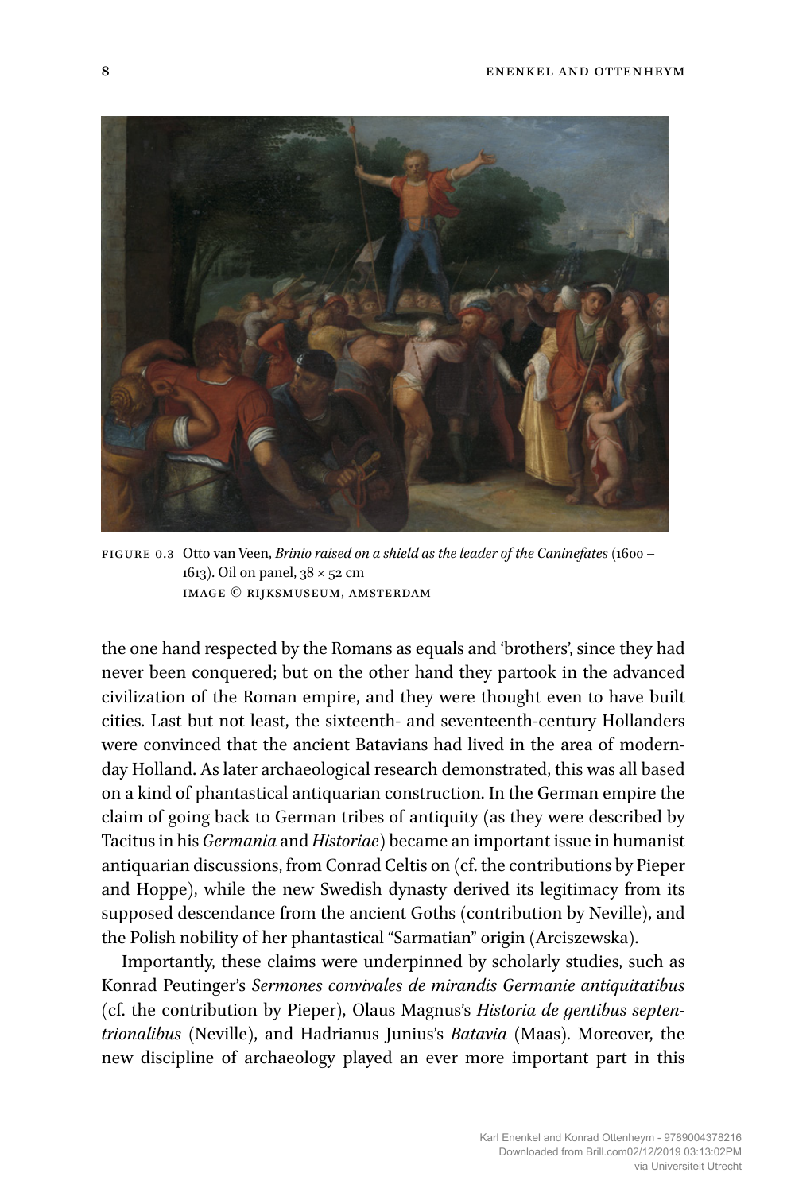FIGURE 0.3 Otto van Veen, *Brinio raised on a shield as the leader of the Caninefates* (1600 – 1613). Oil on panel, 38 × 52 cm
IMAGE © RIJKSMUSEUM, AMSTERDAM

the one hand respected by the Romans as equals and 'brothers', since they had never been conquered; but on the other hand they partook in the advanced civilization of the Roman empire, and they were thought even to have built cities. Last but not least, the sixteenth- and seventeenth-century Hollanders were convinced that the ancient Batavians had lived in the area of modern-day Holland. As later archaeological research demonstrated, this was all based on a kind of phantastical antiquarian construction. In the German empire the claim of going back to German tribes of antiquity (as they were described by Tacitus in his *Germania* and *Historiae*) became an important issue in humanist antiquarian discussions, from Conrad Celtis on (cf. the contributions by Pieper and Hoppe), while the new Swedish dynasty derived its legitimacy from its supposed descendance from the ancient Goths (contribution by Neville), and the Polish nobility of her phantastical "Sarmatian" origin (Arciszewska).

Importantly, these claims were underpinned by scholarly studies, such as Konrad Peutinger's *Sermones convivales de mirandis Germanie antiquitatibus* (cf. the contribution by Pieper), Olaus Magnus's *Historia de gentibus septentrionalibus* (Neville), and Hadrianus Junius's *Batavia* (Maas). Moreover, the new discipline of archaeology played an ever more important part in this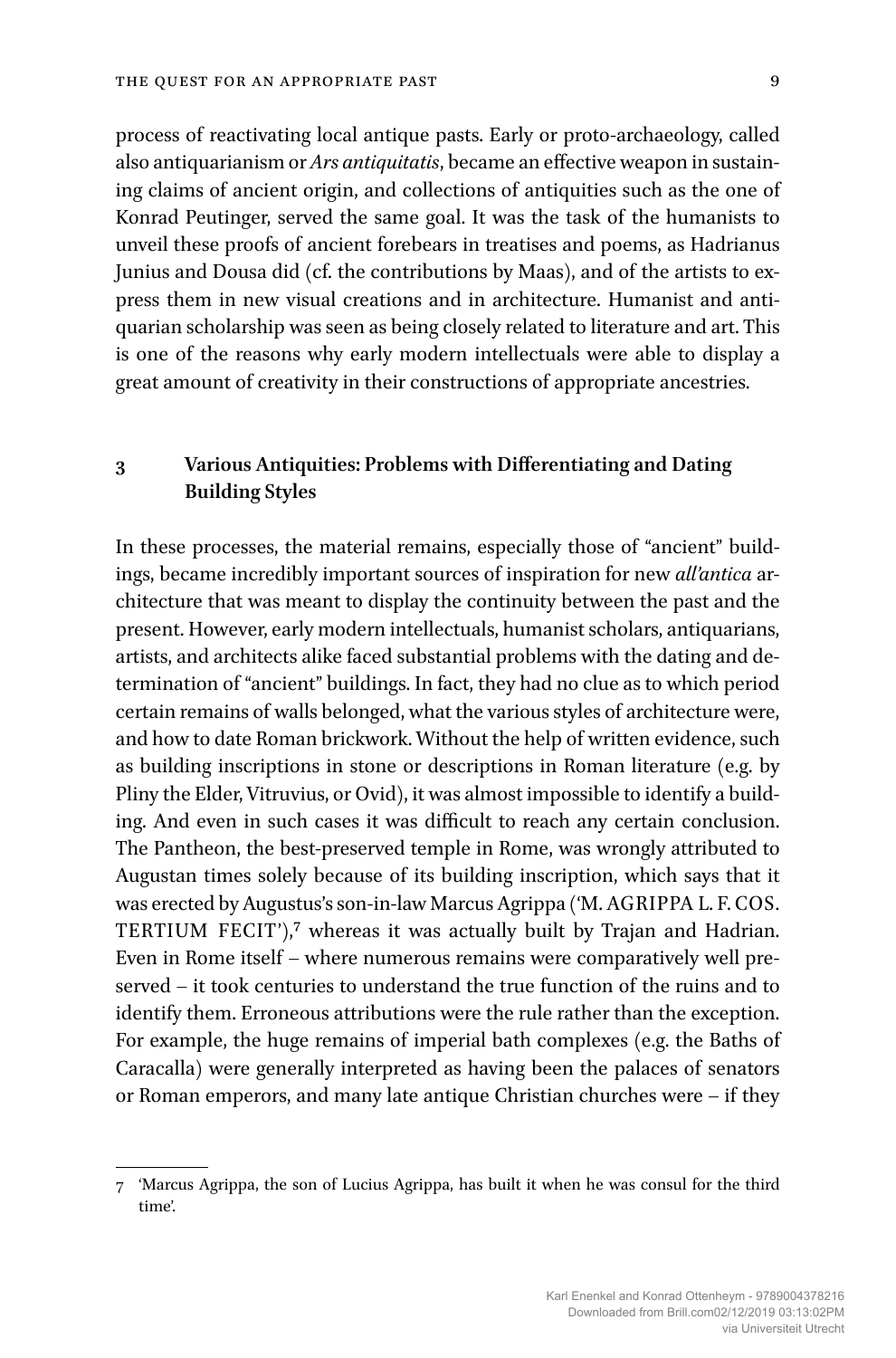process of reactivating local antique pasts. Early or proto-archaeology, called also antiquarianism or *Ars antiquitatis*, became an effective weapon in sustaining claims of ancient origin, and collections of antiquities such as the one of Konrad Peutinger, served the same goal. It was the task of the humanists to unveil these proofs of ancient forebears in treatises and poems, as Hadrianus Junius and Dousa did (cf. the contributions by Maas), and of the artists to express them in new visual creations and in architecture. Humanist and antiquarian scholarship was seen as being closely related to literature and art. This is one of the reasons why early modern intellectuals were able to display a great amount of creativity in their constructions of appropriate ancestries.

## 3 Various Antiquities: Problems with Differentiating and Dating Building Styles

In these processes, the material remains, especially those of "ancient" buildings, became incredibly important sources of inspiration for new *all'antica* architecture that was meant to display the continuity between the past and the present. However, early modern intellectuals, humanist scholars, antiquarians, artists, and architects alike faced substantial problems with the dating and determination of "ancient" buildings. In fact, they had no clue as to which period certain remains of walls belonged, what the various styles of architecture were, and how to date Roman brickwork. Without the help of written evidence, such as building inscriptions in stone or descriptions in Roman literature (e.g. by Pliny the Elder, Vitruvius, or Ovid), it was almost impossible to identify a building. And even in such cases it was difficult to reach any certain conclusion. The Pantheon, the best-preserved temple in Rome, was wrongly attributed to Augustan times solely because of its building inscription, which says that it was erected by Augustus's son-in-law Marcus Agrippa ('M. AGRIPPA L. F. COS. TERTIUM FECIT'),[7] whereas it was actually built by Trajan and Hadrian. Even in Rome itself – where numerous remains were comparatively well preserved – it took centuries to understand the true function of the ruins and to identify them. Erroneous attributions were the rule rather than the exception. For example, the huge remains of imperial bath complexes (e.g. the Baths of Caracalla) were generally interpreted as having been the palaces of senators or Roman emperors, and many late antique Christian churches were – if they

---

7 'Marcus Agrippa, the son of Lucius Agrippa, has built it when he was consul for the third time'.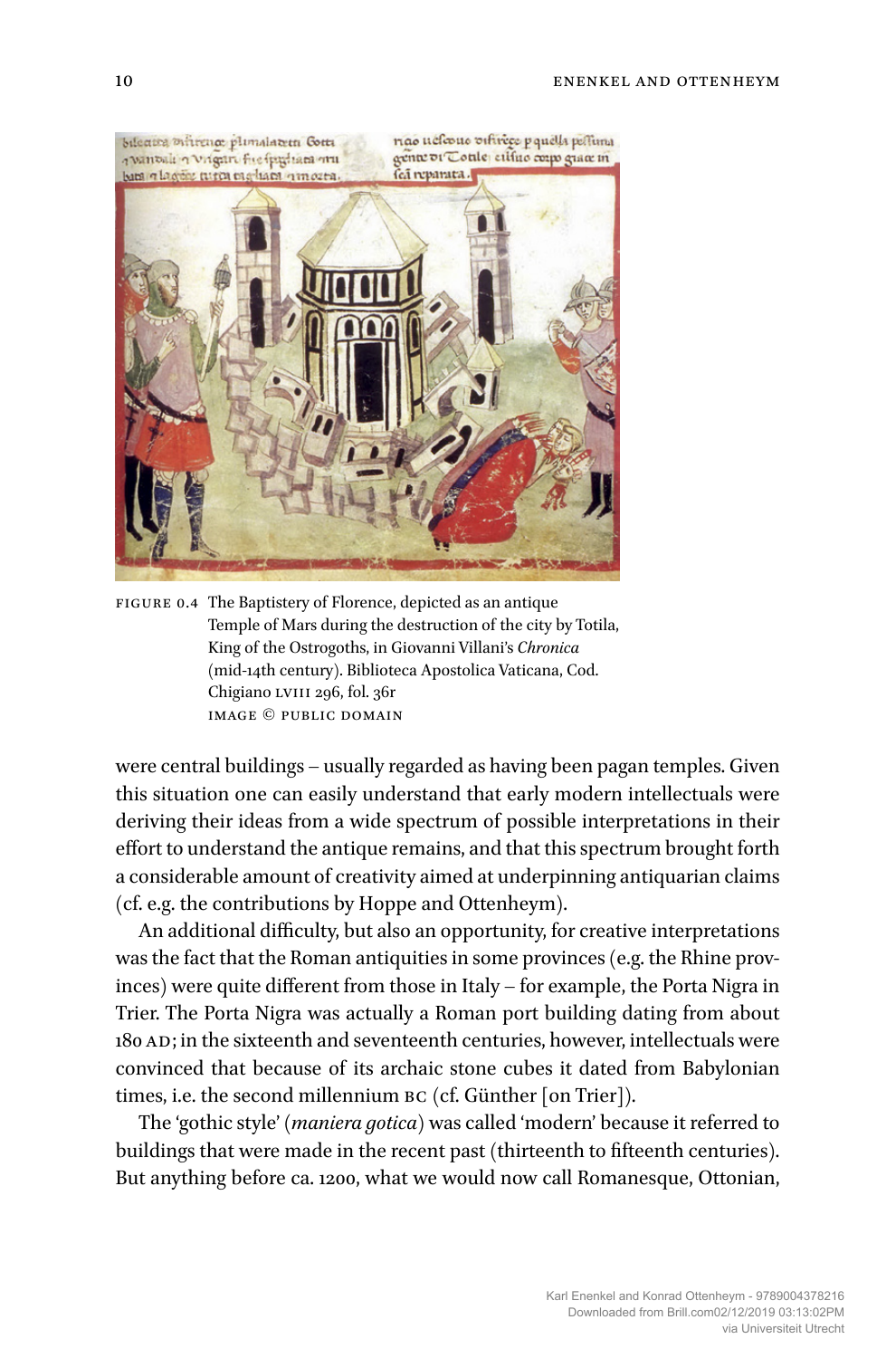FIGURE 0.4 The Baptistery of Florence, depicted as an antique Temple of Mars during the destruction of the city by Totila, King of the Ostrogoths, in Giovanni Villani's *Chronica* (mid-14th century). Biblioteca Apostolica Vaticana, Cod. Chigiano LVIII 296, fol. 36r
IMAGE © PUBLIC DOMAIN

were central buildings – usually regarded as having been pagan temples. Given this situation one can easily understand that early modern intellectuals were deriving their ideas from a wide spectrum of possible interpretations in their effort to understand the antique remains, and that this spectrum brought forth a considerable amount of creativity aimed at underpinning antiquarian claims (cf. e.g. the contributions by Hoppe and Ottenheym).

An additional difficulty, but also an opportunity, for creative interpretations was the fact that the Roman antiquities in some provinces (e.g. the Rhine provinces) were quite different from those in Italy – for example, the Porta Nigra in Trier. The Porta Nigra was actually a Roman port building dating from about 180 AD; in the sixteenth and seventeenth centuries, however, intellectuals were convinced that because of its archaic stone cubes it dated from Babylonian times, i.e. the second millennium BC (cf. Günther [on Trier]).

The 'gothic style' (*maniera gotica*) was called 'modern' because it referred to buildings that were made in the recent past (thirteenth to fifteenth centuries). But anything before ca. 1200, what we would now call Romanesque, Ottonian,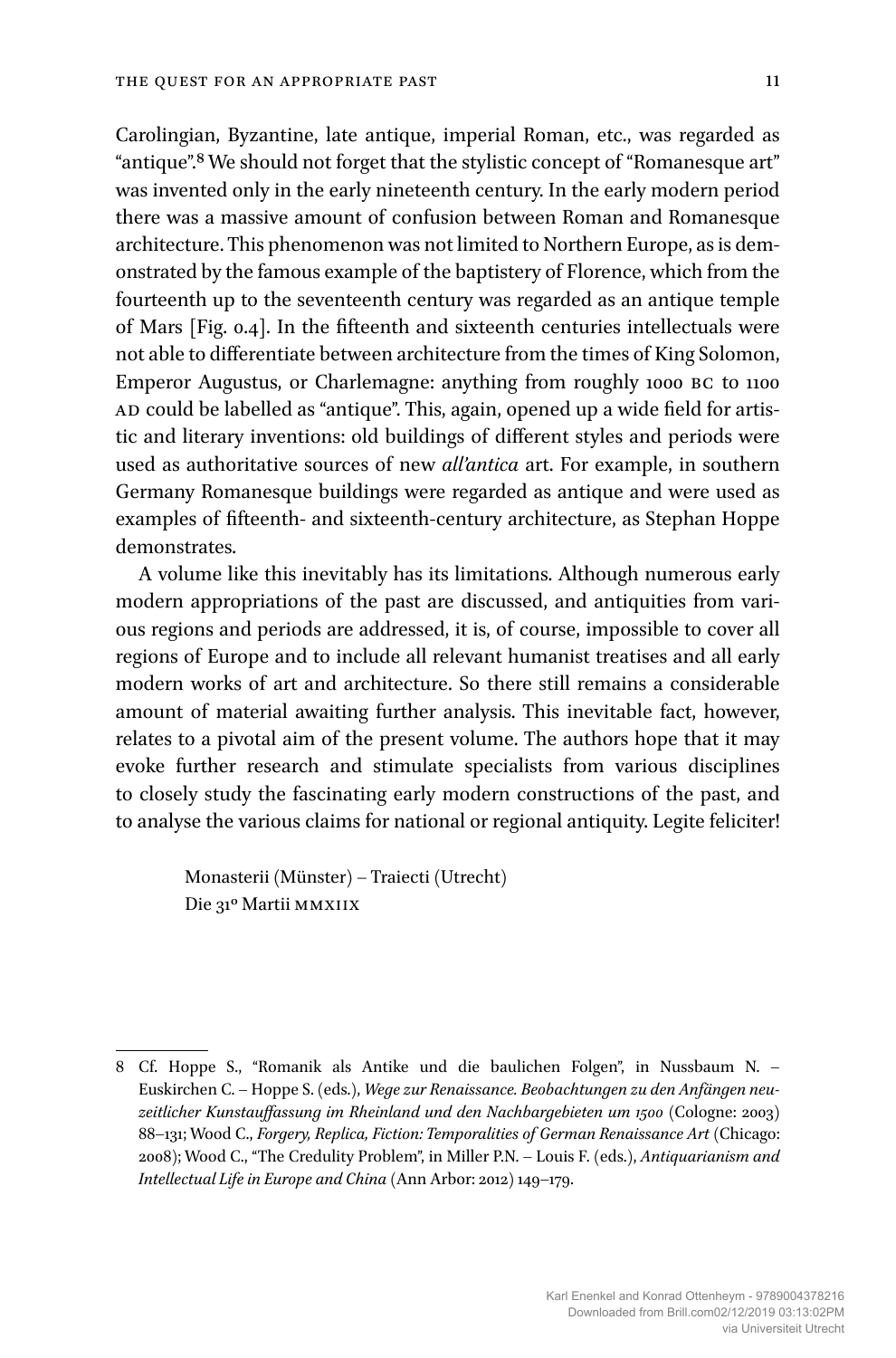Carolingian, Byzantine, late antique, imperial Roman, etc., was regarded as "antique".[8] We should not forget that the stylistic concept of "Romanesque art" was invented only in the early nineteenth century. In the early modern period there was a massive amount of confusion between Roman and Romanesque architecture. This phenomenon was not limited to Northern Europe, as is demonstrated by the famous example of the baptistery of Florence, which from the fourteenth up to the seventeenth century was regarded as an antique temple of Mars [Fig. 0.4]. In the fifteenth and sixteenth centuries intellectuals were not able to differentiate between architecture from the times of King Solomon, Emperor Augustus, or Charlemagne: anything from roughly 1000 BC to 1100 AD could be labelled as "antique". This, again, opened up a wide field for artistic and literary inventions: old buildings of different styles and periods were used as authoritative sources of new *all'antica* art. For example, in southern Germany Romanesque buildings were regarded as antique and were used as examples of fifteenth- and sixteenth-century architecture, as Stephan Hoppe demonstrates.

A volume like this inevitably has its limitations. Although numerous early modern appropriations of the past are discussed, and antiquities from various regions and periods are addressed, it is, of course, impossible to cover all regions of Europe and to include all relevant humanist treatises and all early modern works of art and architecture. So there still remains a considerable amount of material awaiting further analysis. This inevitable fact, however, relates to a pivotal aim of the present volume. The authors hope that it may evoke further research and stimulate specialists from various disciplines to closely study the fascinating early modern constructions of the past, and to analyse the various claims for national or regional antiquity. Legite feliciter!

Monasterii (Münster) – Traiecti (Utrecht)
Die 31º Martii MMXIIX

---

8 Cf. Hoppe S., "Romanik als Antike und die baulichen Folgen", in Nussbaum N. – Euskirchen C. – Hoppe S. (eds.), *Wege zur Renaissance. Beobachtungen zu den Anfängen neuzeitlicher Kunstauffassung im Rheinland und den Nachbargebieten um 1500* (Cologne: 2003) 88–131; Wood C., *Forgery, Replica, Fiction: Temporalities of German Renaissance Art* (Chicago: 2008); Wood C., "The Credulity Problem", in Miller P.N. – Louis F. (eds.), *Antiquarianism and Intellectual Life in Europe and China* (Ann Arbor: 2012) 149–179.